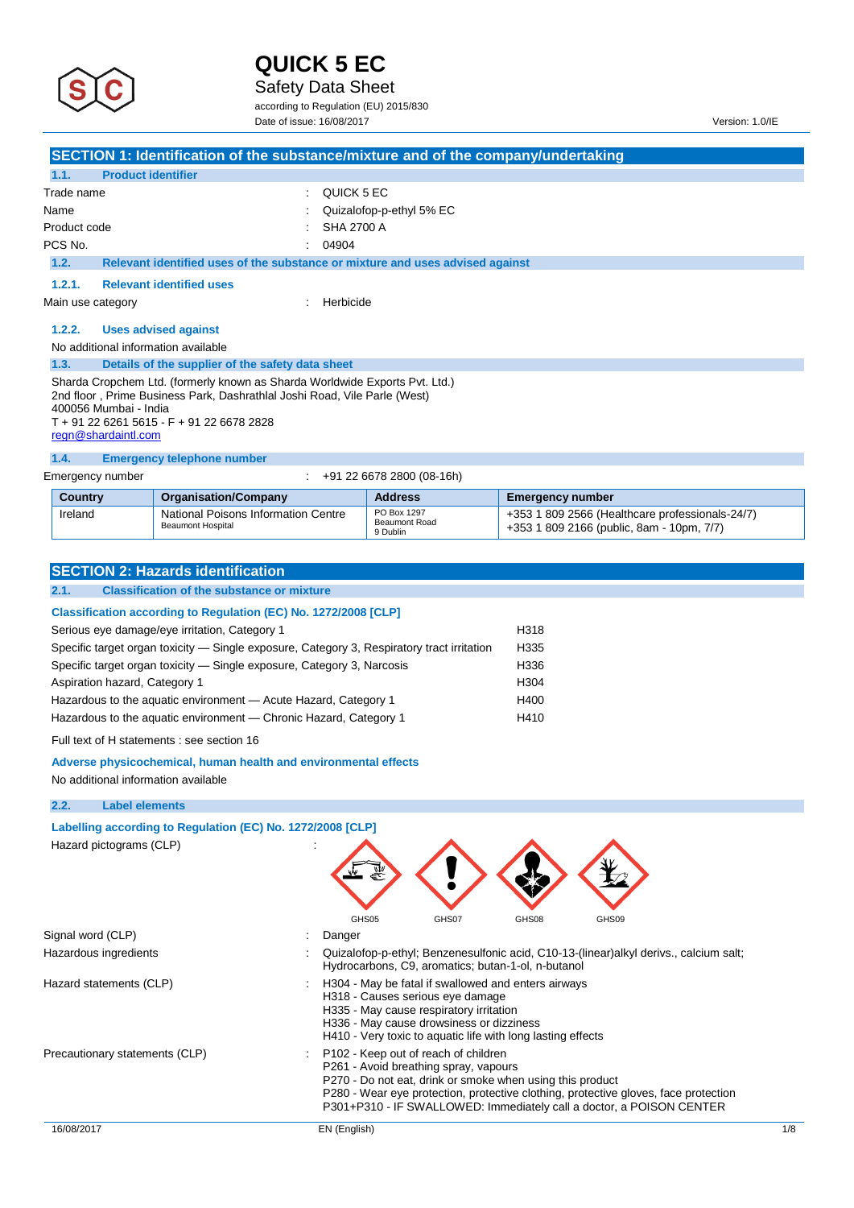# QUICK 5 EC

## Safety Data Sheet

according to Regulation (EU) 2015/830

Date of issue: 16/08/2017

Version: 1.0/IE

## SECTION 1: Identification of the substance/mixture and of the company/undertaking

### 1.1. Product identifier

Trade name : QUICK 5 EC

Name : Quizalofop-p-ethyl 5% EC

Product code : SHA 2700 A

PCS No. : 04904

### 1.2. Relevant identified uses of the substance or mixture and uses advised against

#### 1.2.1. Relevant identified uses

Main use category : Herbicide

#### 1.2.2. Uses advised against

No additional information available

### 1.3. Details of the supplier of the safety data sheet

Sharda Cropchem Ltd. (formerly known as Sharda Worldwide Exports Pvt. Ltd.)
2nd floor , Prime Business Park, Dashrathlal Joshi Road, Vile Parle (West)
400056 Mumbai - India
T + 91 22 6261 5615 - F + 91 22 6678 2828
regn@shardaintl.com

### 1.4. Emergency telephone number

Emergency number : +91 22 6678 2800 (08-16h)

| Country | Organisation/Company | Address | Emergency number |
|---|---|---|---|
| Ireland | National Poisons Information Centre<br>Beaumont Hospital | PO Box 1297<br>Beaumont Road<br>9 Dublin | +353 1 809 2566 (Healthcare professionals-24/7)<br>+353 1 809 2166 (public, 8am - 10pm, 7/7) |

## SECTION 2: Hazards identification

### 2.1. Classification of the substance or mixture

**Classification according to Regulation (EC) No. 1272/2008 [CLP]**

| | |
|---|---|
| Serious eye damage/eye irritation, Category 1 | H318 |
| Specific target organ toxicity — Single exposure, Category 3, Respiratory tract irritation | H335 |
| Specific target organ toxicity — Single exposure, Category 3, Narcosis | H336 |
| Aspiration hazard, Category 1 | H304 |
| Hazardous to the aquatic environment — Acute Hazard, Category 1 | H400 |
| Hazardous to the aquatic environment — Chronic Hazard, Category 1 | H410 |

Full text of H statements : see section 16

**Adverse physicochemical, human health and environmental effects**

No additional information available

### 2.2. Label elements

**Labelling according to Regulation (EC) No. 1272/2008 [CLP]**

Hazard pictograms (CLP) : GHS05 GHS07 GHS08 GHS09

Signal word (CLP) : Danger

Hazardous ingredients : Quizalofop-p-ethyl; Benzenesulfonic acid, C10-13-(linear)alkyl derivs., calcium salt; Hydrocarbons, C9, aromatics; butan-1-ol, n-butanol

Hazard statements (CLP) :
H304 - May be fatal if swallowed and enters airways
H318 - Causes serious eye damage
H335 - May cause respiratory irritation
H336 - May cause drowsiness or dizziness
H410 - Very toxic to aquatic life with long lasting effects

Precautionary statements (CLP) :
P102 - Keep out of reach of children
P261 - Avoid breathing spray, vapours
P270 - Do not eat, drink or smoke when using this product
P280 - Wear eye protection, protective clothing, protective gloves, face protection
P301+P310 - IF SWALLOWED: Immediately call a doctor, a POISON CENTER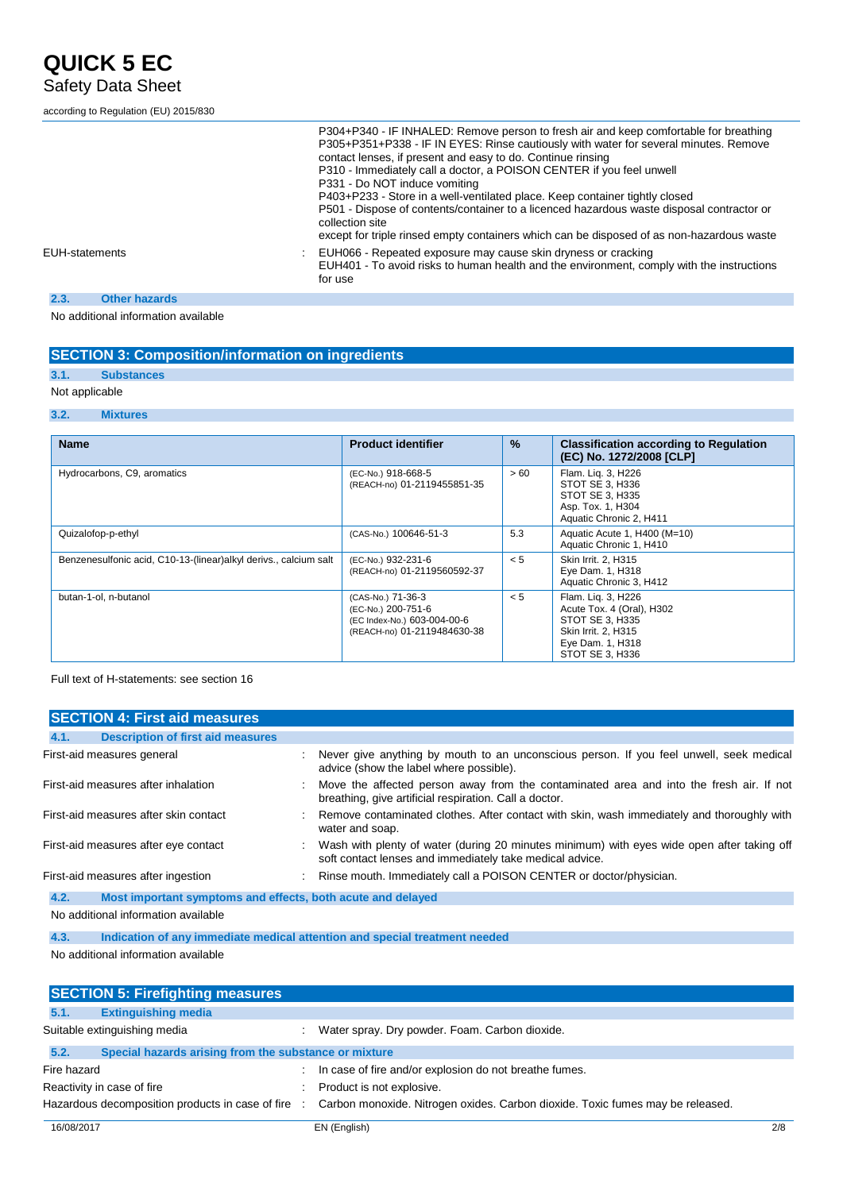| | | |
|---|---|---|
| | | P304+P340 - IF INHALED: Remove person to fresh air and keep comfortable for breathing<br>P305+P351+P338 - IF IN EYES: Rinse cautiously with water for several minutes. Remove contact lenses, if present and easy to do. Continue rinsing<br>P310 - Immediately call a doctor, a POISON CENTER if you feel unwell<br>P331 - Do NOT induce vomiting<br>P403+P233 - Store in a well-ventilated place. Keep container tightly closed<br>P501 - Dispose of contents/container to a licenced hazardous waste disposal contractor or collection site<br>except for triple rinsed empty containers which can be disposed of as non-hazardous waste |
| EUH-statements | : | EUH066 - Repeated exposure may cause skin dryness or cracking<br>EUH401 - To avoid risks to human health and the environment, comply with the instructions for use |

### 2.3. Other hazards

No additional information available

## SECTION 3: Composition/information on ingredients

### 3.1. Substances

Not applicable

### 3.2. Mixtures

| Name | Product identifier | % | Classification according to Regulation (EC) No. 1272/2008 [CLP] |
|---|---|---|---|
| Hydrocarbons, C9, aromatics | (EC-No.) 918-668-5<br>(REACH-no) 01-2119455851-35 | > 60 | Flam. Liq. 3, H226<br>STOT SE 3, H336<br>STOT SE 3, H335<br>Asp. Tox. 1, H304<br>Aquatic Chronic 2, H411 |
| Quizalofop-p-ethyl | (CAS-No.) 100646-51-3 | 5.3 | Aquatic Acute 1, H400 (M=10)<br>Aquatic Chronic 1, H410 |
| Benzenesulfonic acid, C10-13-(linear)alkyl derivs., calcium salt | (EC-No.) 932-231-6<br>(REACH-no) 01-2119560592-37 | < 5 | Skin Irrit. 2, H315<br>Eye Dam. 1, H318<br>Aquatic Chronic 3, H412 |
| butan-1-ol, n-butanol | (CAS-No.) 71-36-3<br>(EC-No.) 200-751-6<br>(EC Index-No.) 603-004-00-6<br>(REACH-no) 01-2119484630-38 | < 5 | Flam. Liq. 3, H226<br>Acute Tox. 4 (Oral), H302<br>STOT SE 3, H335<br>Skin Irrit. 2, H315<br>Eye Dam. 1, H318<br>STOT SE 3, H336 |

Full text of H-statements: see section 16

## SECTION 4: First aid measures

### 4.1. Description of first aid measures

| | | |
|---|---|---|
| First-aid measures general | : | Never give anything by mouth to an unconscious person. If you feel unwell, seek medical advice (show the label where possible). |
| First-aid measures after inhalation | : | Move the affected person away from the contaminated area and into the fresh air. If not breathing, give artificial respiration. Call a doctor. |
| First-aid measures after skin contact | : | Remove contaminated clothes. After contact with skin, wash immediately and thoroughly with water and soap. |
| First-aid measures after eye contact | : | Wash with plenty of water (during 20 minutes minimum) with eyes wide open after taking off soft contact lenses and immediately take medical advice. |
| First-aid measures after ingestion | : | Rinse mouth. Immediately call a POISON CENTER or doctor/physician. |

### 4.2. Most important symptoms and effects, both acute and delayed

No additional information available

### 4.3. Indication of any immediate medical attention and special treatment needed

No additional information available

## SECTION 5: Firefighting measures

### 5.1. Extinguishing media

| | | |
|---|---|---|
| Suitable extinguishing media | : | Water spray. Dry powder. Foam. Carbon dioxide. |

### 5.2. Special hazards arising from the substance or mixture

| | | |
|---|---|---|
| Fire hazard | : | In case of fire and/or explosion do not breathe fumes. |
| Reactivity in case of fire | : | Product is not explosive. |
| Hazardous decomposition products in case of fire | : | Carbon monoxide. Nitrogen oxides. Carbon dioxide. Toxic fumes may be released. |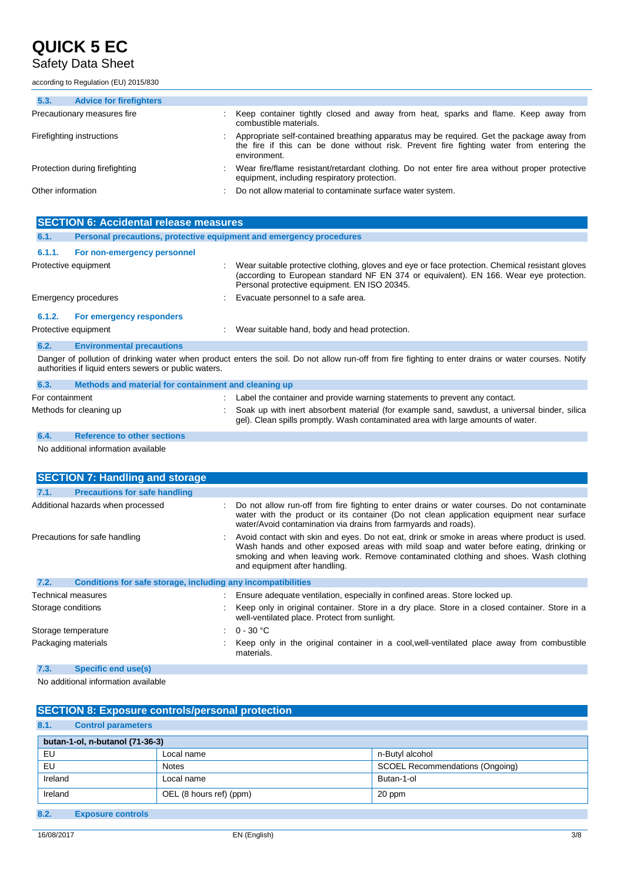### 5.3. Advice for firefighters

| | |
|---|---|
| Precautionary measures fire | : Keep container tightly closed and away from heat, sparks and flame. Keep away from combustible materials. |
| Firefighting instructions | : Appropriate self-contained breathing apparatus may be required. Get the package away from the fire if this can be done without risk. Prevent fire fighting water from entering the environment. |
| Protection during firefighting | : Wear fire/flame resistant/retardant clothing. Do not enter fire area without proper protective equipment, including respiratory protection. |
| Other information | : Do not allow material to contaminate surface water system. |

## SECTION 6: Accidental release measures

### 6.1. Personal precautions, protective equipment and emergency procedures

#### 6.1.1. For non-emergency personnel

| | |
|---|---|
| Protective equipment | : Wear suitable protective clothing, gloves and eye or face protection. Chemical resistant gloves (according to European standard NF EN 374 or equivalent). EN 166. Wear eye protection. Personal protective equipment. EN ISO 20345. |
| Emergency procedures | : Evacuate personnel to a safe area. |

#### 6.1.2. For emergency responders

| | |
|---|---|
| Protective equipment | : Wear suitable hand, body and head protection. |

### 6.2. Environmental precautions

Danger of pollution of drinking water when product enters the soil. Do not allow run-off from fire fighting to enter drains or water courses. Notify authorities if liquid enters sewers or public waters.

### 6.3. Methods and material for containment and cleaning up

| | |
|---|---|
| For containment | : Label the container and provide warning statements to prevent any contact. |
| Methods for cleaning up | : Soak up with inert absorbent material (for example sand, sawdust, a universal binder, silica gel). Clean spills promptly. Wash contaminated area with large amounts of water. |

### 6.4. Reference to other sections

No additional information available

## SECTION 7: Handling and storage

### 7.1. Precautions for safe handling

| | |
|---|---|
| Additional hazards when processed | : Do not allow run-off from fire fighting to enter drains or water courses. Do not contaminate water with the product or its container (Do not clean application equipment near surface water/Avoid contamination via drains from farmyards and roads). |
| Precautions for safe handling | : Avoid contact with skin and eyes. Do not eat, drink or smoke in areas where product is used. Wash hands and other exposed areas with mild soap and water before eating, drinking or smoking and when leaving work. Remove contaminated clothing and shoes. Wash clothing and equipment after handling. |

### 7.2. Conditions for safe storage, including any incompatibilities

| | |
|---|---|
| Technical measures | : Ensure adequate ventilation, especially in confined areas. Store locked up. |
| Storage conditions | : Keep only in original container. Store in a dry place. Store in a closed container. Store in a well-ventilated place. Protect from sunlight. |
| Storage temperature | : 0 - 30 °C |
| Packaging materials | : Keep only in the original container in a cool,well-ventilated place away from combustible materials. |

### 7.3. Specific end use(s)

No additional information available

## SECTION 8: Exposure controls/personal protection

### 8.1. Control parameters

| butan-1-ol, n-butanol (71-36-3) | | |
|---|---|---|
| EU | Local name | n-Butyl alcohol |
| EU | Notes | SCOEL Recommendations (Ongoing) |
| Ireland | Local name | Butan-1-ol |
| Ireland | OEL (8 hours ref) (ppm) | 20 ppm |

### 8.2. Exposure controls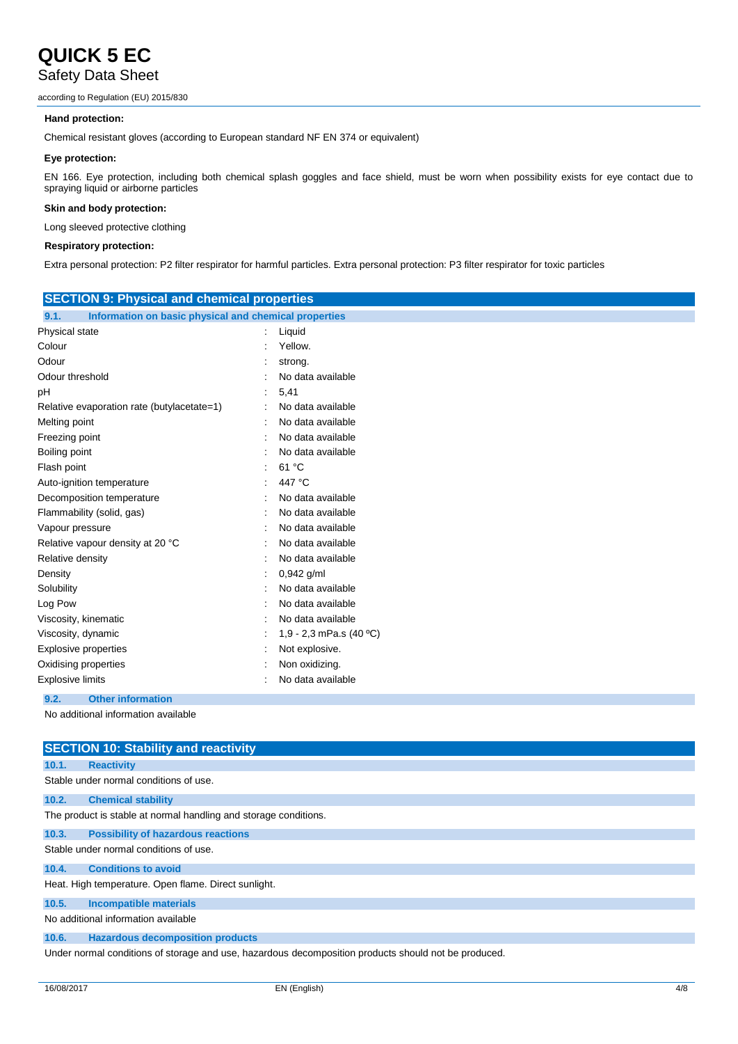**Hand protection:**

Chemical resistant gloves (according to European standard NF EN 374 or equivalent)

**Eye protection:**

EN 166. Eye protection, including both chemical splash goggles and face shield, must be worn when possibility exists for eye contact due to spraying liquid or airborne particles

**Skin and body protection:**

Long sleeved protective clothing

**Respiratory protection:**

Extra personal protection: P2 filter respirator for harmful particles. Extra personal protection: P3 filter respirator for toxic particles

## SECTION 9: Physical and chemical properties

### 9.1. Information on basic physical and chemical properties

| Property | | Value |
|---|---|---|
| Physical state | : | Liquid |
| Colour | : | Yellow. |
| Odour | : | strong. |
| Odour threshold | : | No data available |
| pH | : | 5,41 |
| Relative evaporation rate (butylacetate=1) | : | No data available |
| Melting point | : | No data available |
| Freezing point | : | No data available |
| Boiling point | : | No data available |
| Flash point | : | 61 °C |
| Auto-ignition temperature | : | 447 °C |
| Decomposition temperature | : | No data available |
| Flammability (solid, gas) | : | No data available |
| Vapour pressure | : | No data available |
| Relative vapour density at 20 °C | : | No data available |
| Relative density | : | No data available |
| Density | : | 0,942 g/ml |
| Solubility | : | No data available |
| Log Pow | : | No data available |
| Viscosity, kinematic | : | No data available |
| Viscosity, dynamic | : | 1,9 - 2,3 mPa.s (40 ºC) |
| Explosive properties | : | Not explosive. |
| Oxidising properties | : | Non oxidizing. |
| Explosive limits | : | No data available |

### 9.2. Other information

No additional information available

## SECTION 10: Stability and reactivity

### 10.1. Reactivity

Stable under normal conditions of use.

### 10.2. Chemical stability

The product is stable at normal handling and storage conditions.

### 10.3. Possibility of hazardous reactions

Stable under normal conditions of use.

### 10.4. Conditions to avoid

Heat. High temperature. Open flame. Direct sunlight.

### 10.5. Incompatible materials

No additional information available

### 10.6. Hazardous decomposition products

Under normal conditions of storage and use, hazardous decomposition products should not be produced.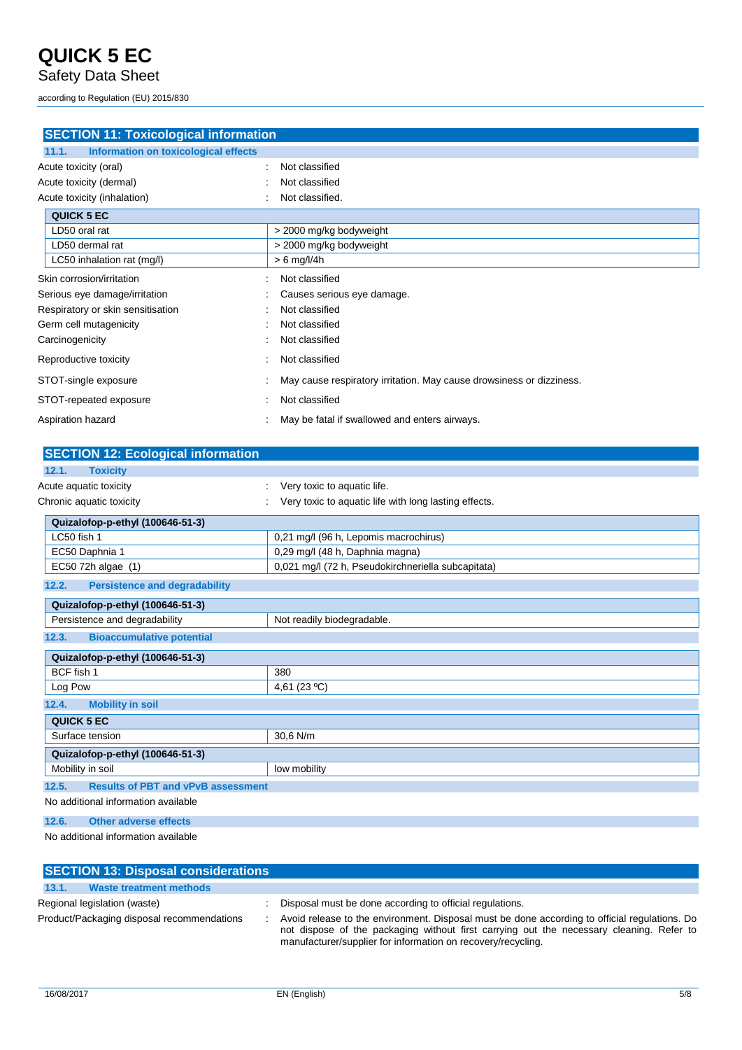## SECTION 11: Toxicological information

### 11.1. Information on toxicological effects

Acute toxicity (oral) : Not classified

Acute toxicity (dermal) : Not classified

Acute toxicity (inhalation) : Not classified.

| QUICK 5 EC | |
|---|---|
| LD50 oral rat | > 2000 mg/kg bodyweight |
| LD50 dermal rat | > 2000 mg/kg bodyweight |
| LC50 inhalation rat (mg/l) | > 6 mg/l/4h |

Skin corrosion/irritation : Not classified

Serious eye damage/irritation : Causes serious eye damage.

Respiratory or skin sensitisation : Not classified

Germ cell mutagenicity : Not classified

Carcinogenicity : Not classified

Reproductive toxicity : Not classified

STOT-single exposure : May cause respiratory irritation. May cause drowsiness or dizziness.

STOT-repeated exposure : Not classified

Aspiration hazard : May be fatal if swallowed and enters airways.

## SECTION 12: Ecological information

### 12.1. Toxicity

Acute aquatic toxicity : Very toxic to aquatic life.

Chronic aquatic toxicity : Very toxic to aquatic life with long lasting effects.

| Quizalofop-p-ethyl (100646-51-3) | |
|---|---|
| LC50 fish 1 | 0,21 mg/l (96 h, Lepomis macrochirus) |
| EC50 Daphnia 1 | 0,29 mg/l (48 h, Daphnia magna) |
| EC50 72h algae (1) | 0,021 mg/l (72 h, Pseudokirchneriella subcapitata) |

### 12.2. Persistence and degradability

| Quizalofop-p-ethyl (100646-51-3) | |
|---|---|
| Persistence and degradability | Not readily biodegradable. |

### 12.3. Bioaccumulative potential

| Quizalofop-p-ethyl (100646-51-3) | |
|---|---|
| BCF fish 1 | 380 |
| Log Pow | 4,61 (23 ºC) |

### 12.4. Mobility in soil

| QUICK 5 EC | |
|---|---|
| Surface tension | 30,6 N/m |
| **Quizalofop-p-ethyl (100646-51-3)** | |
| Mobility in soil | low mobility |

### 12.5. Results of PBT and vPvB assessment

No additional information available

### 12.6. Other adverse effects

No additional information available

## SECTION 13: Disposal considerations

### 13.1. Waste treatment methods

Regional legislation (waste) : Disposal must be done according to official regulations.

Product/Packaging disposal recommendations : Avoid release to the environment. Disposal must be done according to official regulations. Do not dispose of the packaging without first carrying out the necessary cleaning. Refer to manufacturer/supplier for information on recovery/recycling.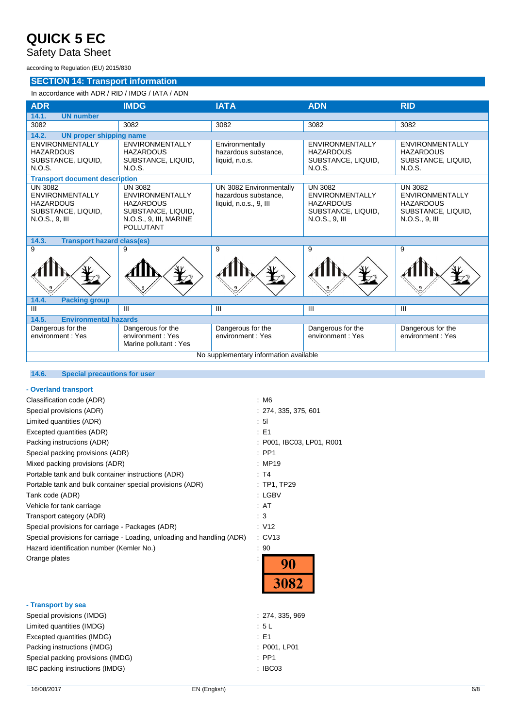## SECTION 14: Transport information

In accordance with ADR / RID / IMDG / IATA / ADN

| ADR | IMDG | IATA | ADN | RID |
|---|---|---|---|---|
| **14.1. UN number** | | | | |
| 3082 | 3082 | 3082 | 3082 | 3082 |
| **14.2. UN proper shipping name** | | | | |
| ENVIRONMENTALLY HAZARDOUS SUBSTANCE, LIQUID, N.O.S. | ENVIRONMENTALLY HAZARDOUS SUBSTANCE, LIQUID, N.O.S. | Environmentally hazardous substance, liquid, n.o.s. | ENVIRONMENTALLY HAZARDOUS SUBSTANCE, LIQUID, N.O.S. | ENVIRONMENTALLY HAZARDOUS SUBSTANCE, LIQUID, N.O.S. |
| **Transport document description** | | | | |
| UN 3082 ENVIRONMENTALLY HAZARDOUS SUBSTANCE, LIQUID, N.O.S., 9, III | UN 3082 ENVIRONMENTALLY HAZARDOUS SUBSTANCE, LIQUID, N.O.S., 9, III, MARINE POLLUTANT | UN 3082 Environmentally hazardous substance, liquid, n.o.s., 9, III | UN 3082 ENVIRONMENTALLY HAZARDOUS SUBSTANCE, LIQUID, N.O.S., 9, III | UN 3082 ENVIRONMENTALLY HAZARDOUS SUBSTANCE, LIQUID, N.O.S., 9, III |
| **14.3. Transport hazard class(es)** | | | | |
| 9 | 9 | 9 | 9 | 9 |
| **14.4. Packing group** | | | | |
| III | III | III | III | III |
| **14.5. Environmental hazards** | | | | |
| Dangerous for the environment : Yes | Dangerous for the environment : Yes<br>Marine pollutant : Yes | Dangerous for the environment : Yes | Dangerous for the environment : Yes | Dangerous for the environment : Yes |

No supplementary information available

### 14.6. Special precautions for user

**- Overland transport**

Classification code (ADR) : M6
Special provisions (ADR) : 274, 335, 375, 601
Limited quantities (ADR) : 5l
Excepted quantities (ADR) : E1
Packing instructions (ADR) : P001, IBC03, LP01, R001
Special packing provisions (ADR) : PP1
Mixed packing provisions (ADR) : MP19
Portable tank and bulk container instructions (ADR) : T4
Portable tank and bulk container special provisions (ADR) : TP1, TP29
Tank code (ADR) : LGBV
Vehicle for tank carriage : AT
Transport category (ADR) : 3
Special provisions for carriage - Packages (ADR) : V12
Special provisions for carriage - Loading, unloading and handling (ADR) : CV13
Hazard identification number (Kemler No.) : 90
Orange plates : 90 / 3082

**- Transport by sea**

Special provisions (IMDG) : 274, 335, 969
Limited quantities (IMDG) : 5 L
Excepted quantities (IMDG) : E1
Packing instructions (IMDG) : P001, LP01
Special packing provisions (IMDG) : PP1
IBC packing instructions (IMDG) : IBC03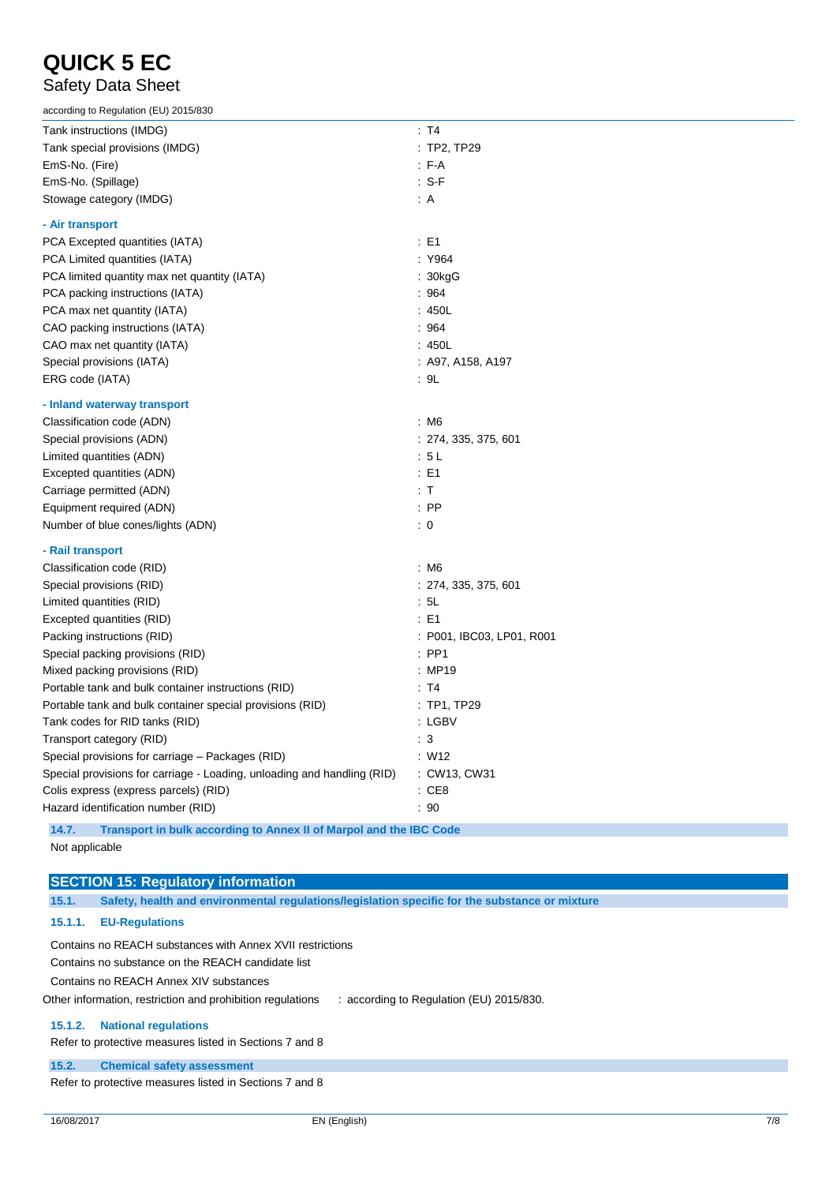| | |
|---|---|
| Tank instructions (IMDG) | : T4 |
| Tank special provisions (IMDG) | : TP2, TP29 |
| EmS-No. (Fire) | : F-A |
| EmS-No. (Spillage) | : S-F |
| Stowage category (IMDG) | : A |

**- Air transport**

| | |
|---|---|
| PCA Excepted quantities (IATA) | : E1 |
| PCA Limited quantities (IATA) | : Y964 |
| PCA limited quantity max net quantity (IATA) | : 30kgG |
| PCA packing instructions (IATA) | : 964 |
| PCA max net quantity (IATA) | : 450L |
| CAO packing instructions (IATA) | : 964 |
| CAO max net quantity (IATA) | : 450L |
| Special provisions (IATA) | : A97, A158, A197 |
| ERG code (IATA) | : 9L |

**- Inland waterway transport**

| | |
|---|---|
| Classification code (ADN) | : M6 |
| Special provisions (ADN) | : 274, 335, 375, 601 |
| Limited quantities (ADN) | : 5 L |
| Excepted quantities (ADN) | : E1 |
| Carriage permitted (ADN) | : T |
| Equipment required (ADN) | : PP |
| Number of blue cones/lights (ADN) | : 0 |

**- Rail transport**

| | |
|---|---|
| Classification code (RID) | : M6 |
| Special provisions (RID) | : 274, 335, 375, 601 |
| Limited quantities (RID) | : 5L |
| Excepted quantities (RID) | : E1 |
| Packing instructions (RID) | : P001, IBC03, LP01, R001 |
| Special packing provisions (RID) | : PP1 |
| Mixed packing provisions (RID) | : MP19 |
| Portable tank and bulk container instructions (RID) | : T4 |
| Portable tank and bulk container special provisions (RID) | : TP1, TP29 |
| Tank codes for RID tanks (RID) | : LGBV |
| Transport category (RID) | : 3 |
| Special provisions for carriage – Packages (RID) | : W12 |
| Special provisions for carriage - Loading, unloading and handling (RID) | : CW13, CW31 |
| Colis express (express parcels) (RID) | : CE8 |
| Hazard identification number (RID) | : 90 |

### 14.7. Transport in bulk according to Annex II of Marpol and the IBC Code

Not applicable

## SECTION 15: Regulatory information

### 15.1. Safety, health and environmental regulations/legislation specific for the substance or mixture

#### 15.1.1. EU-Regulations

Contains no REACH substances with Annex XVII restrictions

Contains no substance on the REACH candidate list

Contains no REACH Annex XIV substances

Other information, restriction and prohibition regulations : according to Regulation (EU) 2015/830.

#### 15.1.2. National regulations

Refer to protective measures listed in Sections 7 and 8

### 15.2. Chemical safety assessment

Refer to protective measures listed in Sections 7 and 8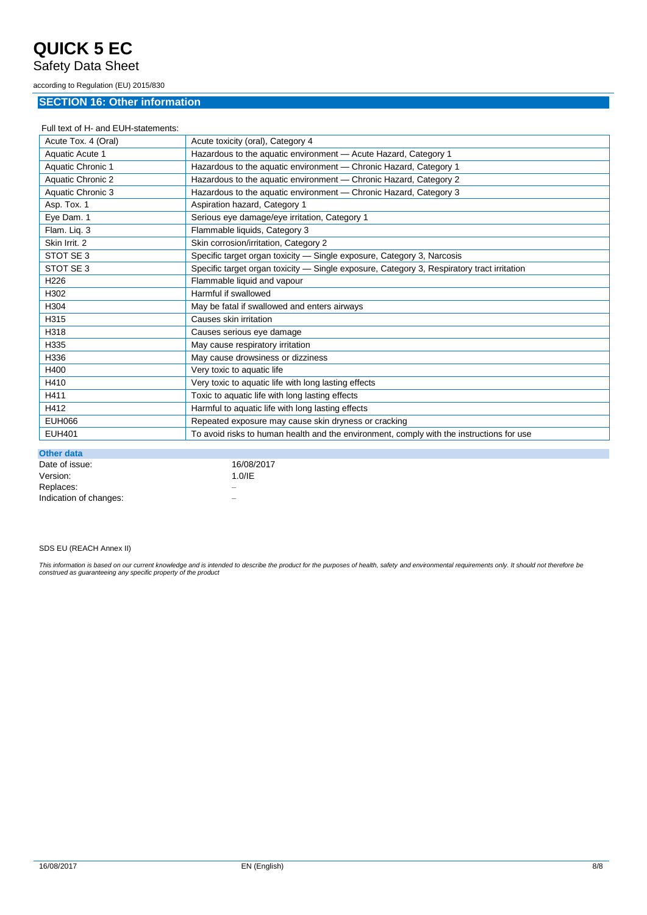## SECTION 16: Other information

Full text of H- and EUH-statements:

| | |
|---|---|
| Acute Tox. 4 (Oral) | Acute toxicity (oral), Category 4 |
| Aquatic Acute 1 | Hazardous to the aquatic environment — Acute Hazard, Category 1 |
| Aquatic Chronic 1 | Hazardous to the aquatic environment — Chronic Hazard, Category 1 |
| Aquatic Chronic 2 | Hazardous to the aquatic environment — Chronic Hazard, Category 2 |
| Aquatic Chronic 3 | Hazardous to the aquatic environment — Chronic Hazard, Category 3 |
| Asp. Tox. 1 | Aspiration hazard, Category 1 |
| Eye Dam. 1 | Serious eye damage/eye irritation, Category 1 |
| Flam. Liq. 3 | Flammable liquids, Category 3 |
| Skin Irrit. 2 | Skin corrosion/irritation, Category 2 |
| STOT SE 3 | Specific target organ toxicity — Single exposure, Category 3, Narcosis |
| STOT SE 3 | Specific target organ toxicity — Single exposure, Category 3, Respiratory tract irritation |
| H226 | Flammable liquid and vapour |
| H302 | Harmful if swallowed |
| H304 | May be fatal if swallowed and enters airways |
| H315 | Causes skin irritation |
| H318 | Causes serious eye damage |
| H335 | May cause respiratory irritation |
| H336 | May cause drowsiness or dizziness |
| H400 | Very toxic to aquatic life |
| H410 | Very toxic to aquatic life with long lasting effects |
| H411 | Toxic to aquatic life with long lasting effects |
| H412 | Harmful to aquatic life with long lasting effects |
| EUH066 | Repeated exposure may cause skin dryness or cracking |
| EUH401 | To avoid risks to human health and the environment, comply with the instructions for use |

### Other data

| | |
|---|---|
| Date of issue: | 16/08/2017 |
| Version: | 1.0/IE |
| Replaces: | – |
| Indication of changes: | – |

SDS EU (REACH Annex II)

*This information is based on our current knowledge and is intended to describe the product for the purposes of health, safety and environmental requirements only. It should not therefore be construed as guaranteeing any specific property of the product*